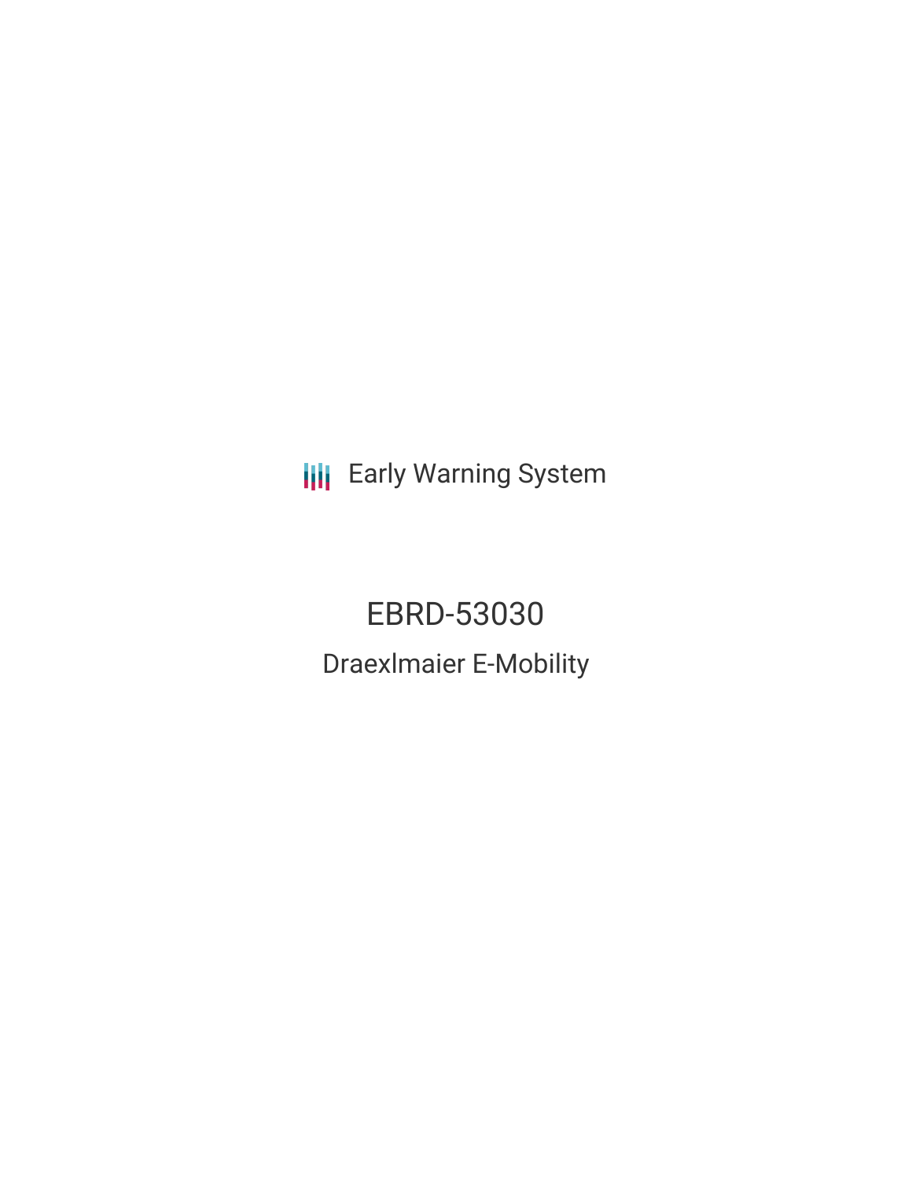Early Warning System

# EBRD-53030

## Draexlmaier E-Mobility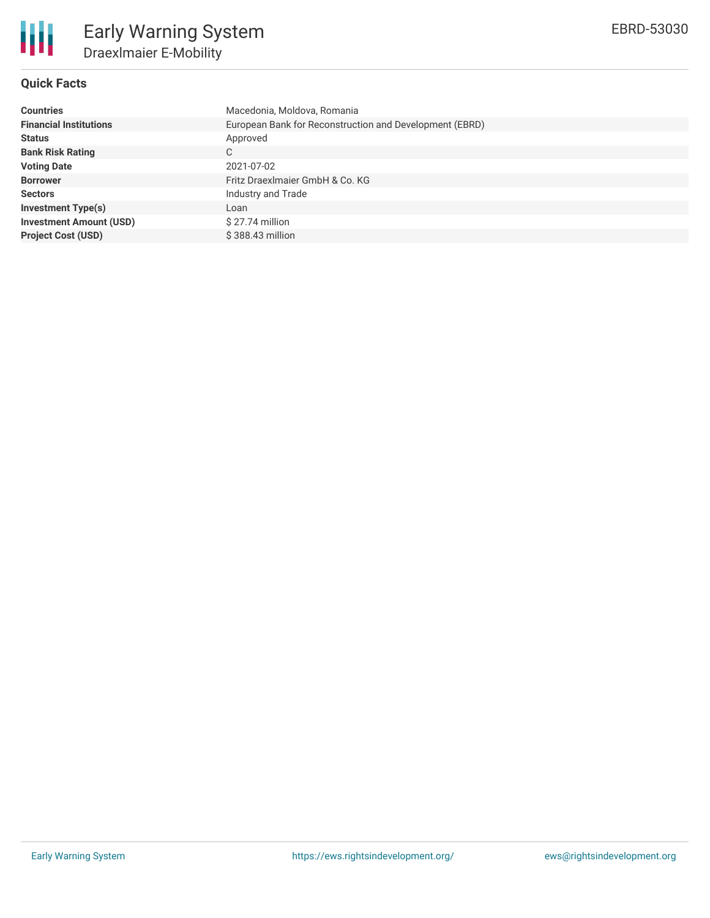# Early Warning System

## Draexlmaier E-Mobility

EBRD-53030

### Quick Facts

| | |
|---|---|
| **Countries** | Macedonia, Moldova, Romania |
| **Financial Institutions** | European Bank for Reconstruction and Development (EBRD) |
| **Status** | Approved |
| **Bank Risk Rating** | C |
| **Voting Date** | 2021-07-02 |
| **Borrower** | Fritz Draexlmaier GmbH & Co. KG |
| **Sectors** | Industry and Trade |
| **Investment Type(s)** | Loan |
| **Investment Amount (USD)** | $ 27.74 million |
| **Project Cost (USD)** | $ 388.43 million |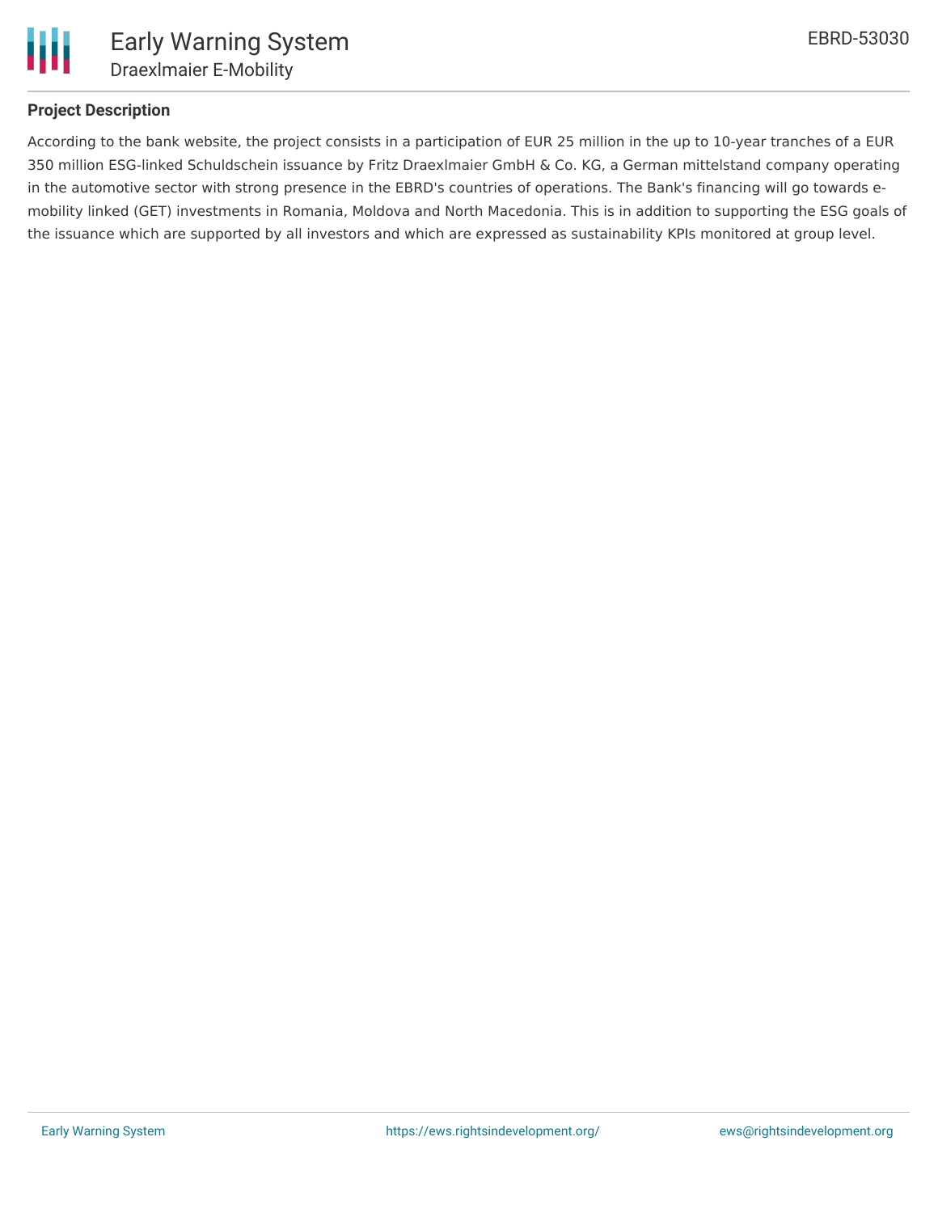## Project Description

According to the bank website, the project consists in a participation of EUR 25 million in the up to 10-year tranches of a EUR 350 million ESG-linked Schuldschein issuance by Fritz Draexlmaier GmbH & Co. KG, a German mittelstand company operating in the automotive sector with strong presence in the EBRD's countries of operations. The Bank's financing will go towards e-mobility linked (GET) investments in Romania, Moldova and North Macedonia. This is in addition to supporting the ESG goals of the issuance which are supported by all investors and which are expressed as sustainability KPIs monitored at group level.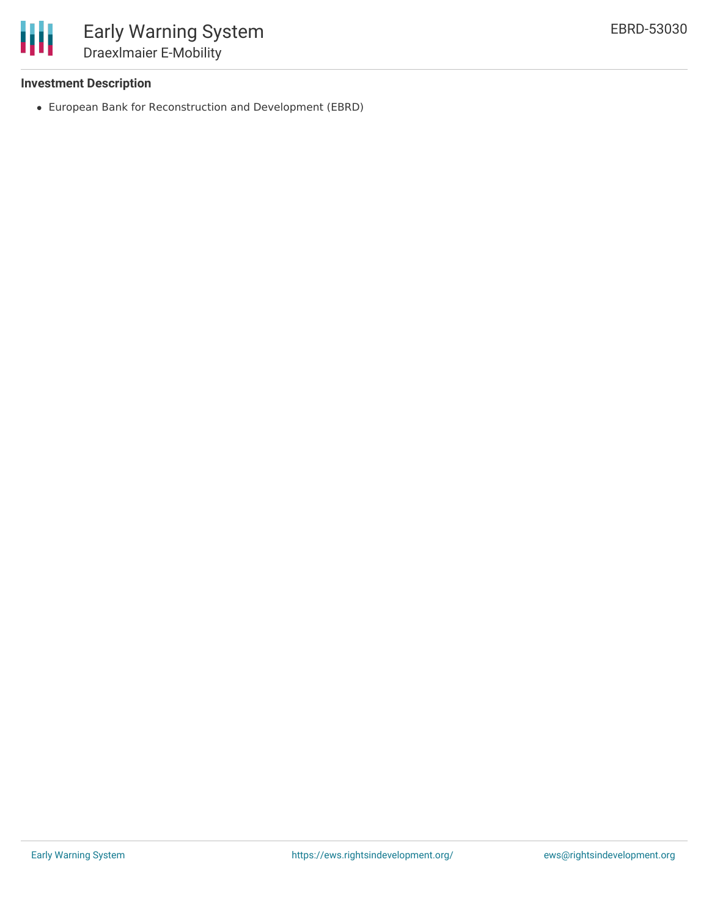### Investment Description

- European Bank for Reconstruction and Development (EBRD)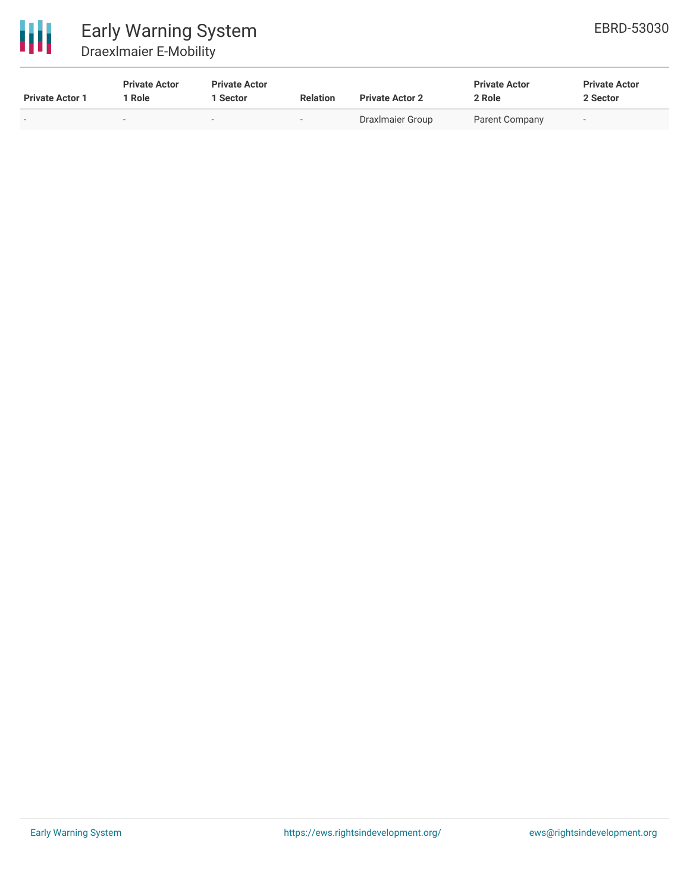| Private Actor 1 | Private Actor 1 Role | Private Actor 1 Sector | Relation | Private Actor 2 | Private Actor 2 Role | Private Actor 2 Sector |
| --- | --- | --- | --- | --- | --- | --- |
| - | - | - | - | Draxlmaier Group | Parent Company | - |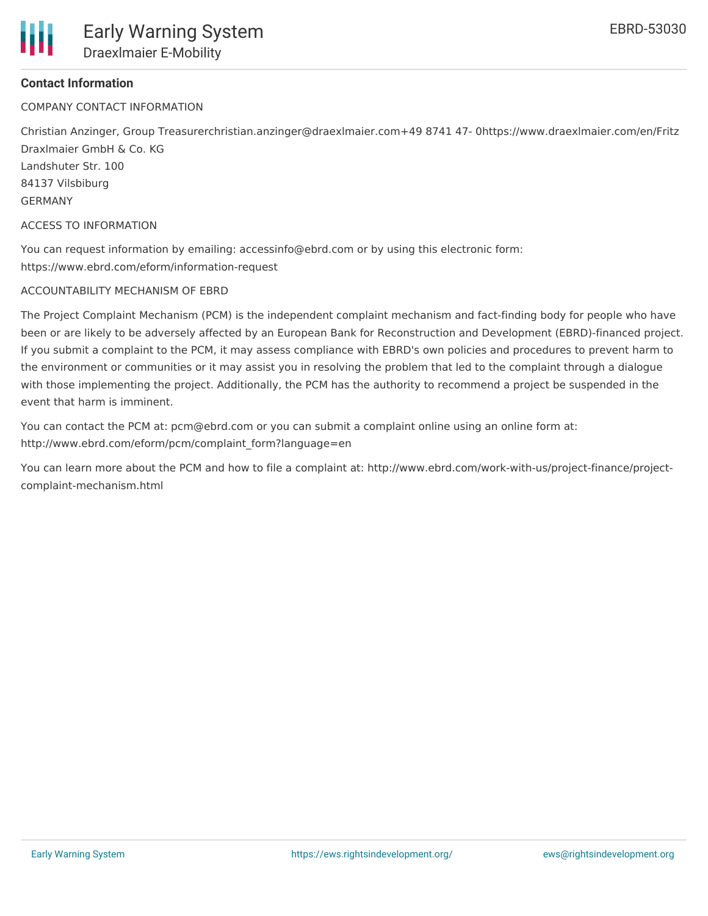## Contact Information

COMPANY CONTACT INFORMATION

Christian Anzinger, Group Treasurerchristian.anzinger@draexlmaier.com+49 8741 47- 0https://www.draexlmaier.com/en/Fritz Draxlmaier GmbH & Co. KG
Landshuter Str. 100
84137 Vilsbiburg
GERMANY

ACCESS TO INFORMATION

You can request information by emailing: accessinfo@ebrd.com or by using this electronic form: https://www.ebrd.com/eform/information-request

ACCOUNTABILITY MECHANISM OF EBRD

The Project Complaint Mechanism (PCM) is the independent complaint mechanism and fact-finding body for people who have been or are likely to be adversely affected by an European Bank for Reconstruction and Development (EBRD)-financed project. If you submit a complaint to the PCM, it may assess compliance with EBRD's own policies and procedures to prevent harm to the environment or communities or it may assist you in resolving the problem that led to the complaint through a dialogue with those implementing the project. Additionally, the PCM has the authority to recommend a project be suspended in the event that harm is imminent.

You can contact the PCM at: pcm@ebrd.com or you can submit a complaint online using an online form at: http://www.ebrd.com/eform/pcm/complaint_form?language=en

You can learn more about the PCM and how to file a complaint at: http://www.ebrd.com/work-with-us/project-finance/project-complaint-mechanism.html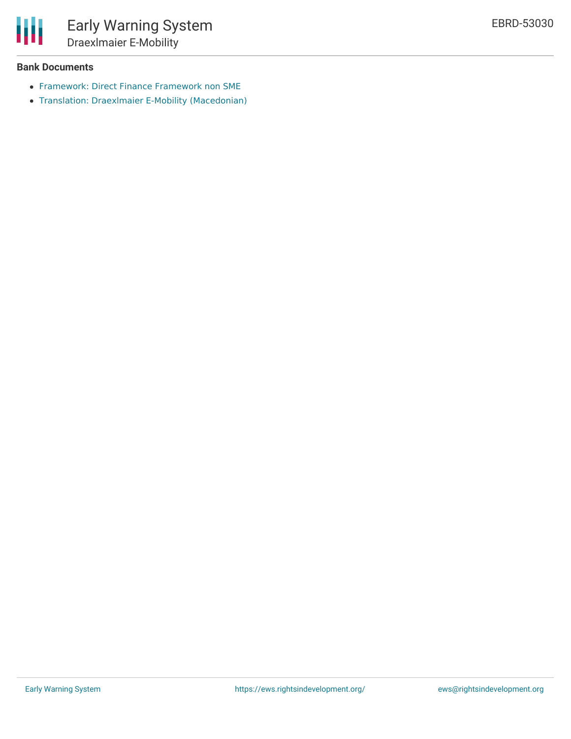**Bank Documents**

- Framework: Direct Finance Framework non SME
- Translation: Draexlmaier E-Mobility (Macedonian)